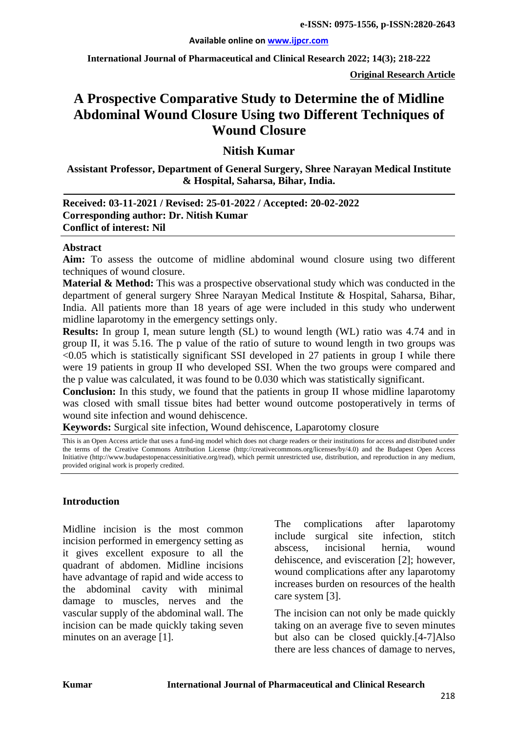**Original Research Article**

# A Prospective Comparative Study to Determine the of Midline Abdominal Wound Closure Using two Different Techniques of Wound Closure

## Nitish Kumar

**Assistant Professor, Department of General Surgery, Shree Narayan Medical Institute & Hospital, Saharsa, Bihar, India.**

**Received: 03-11-2021 / Revised: 25-01-2022 / Accepted: 20-02-2022**
**Corresponding author: Dr. Nitish Kumar**
**Conflict of interest: Nil**

### Abstract

**Aim:** To assess the outcome of midline abdominal wound closure using two different techniques of wound closure.

**Material & Method:** This was a prospective observational study which was conducted in the department of general surgery Shree Narayan Medical Institute & Hospital, Saharsa, Bihar, India. All patients more than 18 years of age were included in this study who underwent midline laparotomy in the emergency settings only.

**Results:** In group I, mean suture length (SL) to wound length (WL) ratio was 4.74 and in group II, it was 5.16. The p value of the ratio of suture to wound length in two groups was <0.05 which is statistically significant SSI developed in 27 patients in group I while there were 19 patients in group II who developed SSI. When the two groups were compared and the p value was calculated, it was found to be 0.030 which was statistically significant.

**Conclusion:** In this study, we found that the patients in group II whose midline laparotomy was closed with small tissue bites had better wound outcome postoperatively in terms of wound site infection and wound dehiscence.

**Keywords:** Surgical site infection, Wound dehiscence, Laparotomy closure

This is an Open Access article that uses a fund-ing model which does not charge readers or their institutions for access and distributed under the terms of the Creative Commons Attribution License (http://creativecommons.org/licenses/by/4.0) and the Budapest Open Access Initiative (http://www.budapestopenaccessinitiative.org/read), which permit unrestricted use, distribution, and reproduction in any medium, provided original work is properly credited.

### Introduction

Midline incision is the most common incision performed in emergency setting as it gives excellent exposure to all the quadrant of abdomen. Midline incisions have advantage of rapid and wide access to the abdominal cavity with minimal damage to muscles, nerves and the vascular supply of the abdominal wall. The incision can be made quickly taking seven minutes on an average [1].

The complications after laparotomy include surgical site infection, stitch abscess, incisional hernia, wound dehiscence, and evisceration [2]; however, wound complications after any laparotomy increases burden on resources of the health care system [3].

The incision can not only be made quickly taking on an average five to seven minutes but also can be closed quickly.[4-7]Also there are less chances of damage to nerves,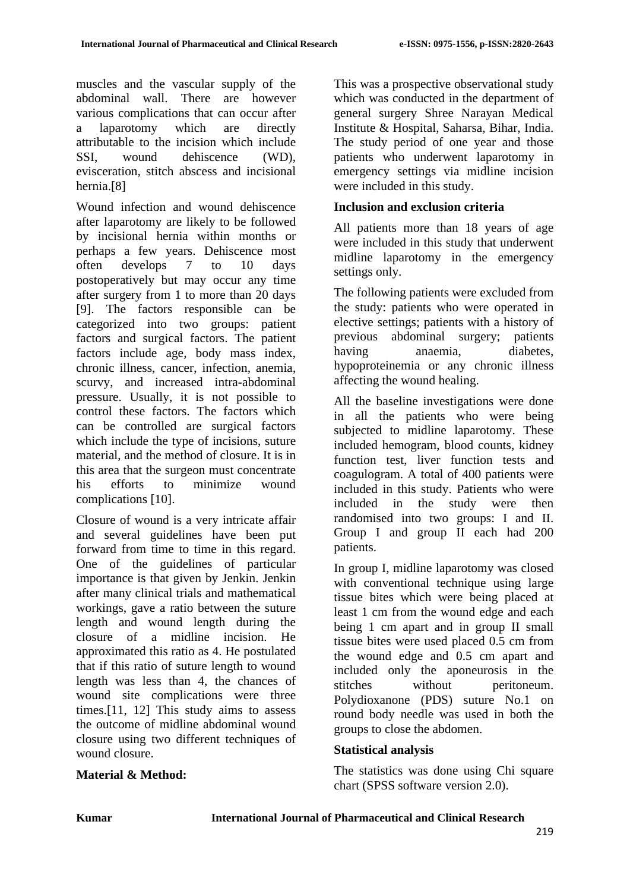muscles and the vascular supply of the abdominal wall. There are however various complications that can occur after a laparotomy which are directly attributable to the incision which include SSI, wound dehiscence (WD), evisceration, stitch abscess and incisional hernia.[8]

Wound infection and wound dehiscence after laparotomy are likely to be followed by incisional hernia within months or perhaps a few years. Dehiscence most often develops 7 to 10 days postoperatively but may occur any time after surgery from 1 to more than 20 days [9]. The factors responsible can be categorized into two groups: patient factors and surgical factors. The patient factors include age, body mass index, chronic illness, cancer, infection, anemia, scurvy, and increased intra-abdominal pressure. Usually, it is not possible to control these factors. The factors which can be controlled are surgical factors which include the type of incisions, suture material, and the method of closure. It is in this area that the surgeon must concentrate his efforts to minimize wound complications [10].

Closure of wound is a very intricate affair and several guidelines have been put forward from time to time in this regard. One of the guidelines of particular importance is that given by Jenkin. Jenkin after many clinical trials and mathematical workings, gave a ratio between the suture length and wound length during the closure of a midline incision. He approximated this ratio as 4. He postulated that if this ratio of suture length to wound length was less than 4, the chances of wound site complications were three times.[11, 12] This study aims to assess the outcome of midline abdominal wound closure using two different techniques of wound closure.

## Material & Method:

This was a prospective observational study which was conducted in the department of general surgery Shree Narayan Medical Institute & Hospital, Saharsa, Bihar, India. The study period of one year and those patients who underwent laparotomy in emergency settings via midline incision were included in this study.

### Inclusion and exclusion criteria

All patients more than 18 years of age were included in this study that underwent midline laparotomy in the emergency settings only.

The following patients were excluded from the study: patients who were operated in elective settings; patients with a history of previous abdominal surgery; patients having anaemia, diabetes, hypoproteinemia or any chronic illness affecting the wound healing.

All the baseline investigations were done in all the patients who were being subjected to midline laparotomy. These included hemogram, blood counts, kidney function test, liver function tests and coagulogram. A total of 400 patients were included in this study. Patients who were included in the study were then randomised into two groups: I and II. Group I and group II each had 200 patients.

In group I, midline laparotomy was closed with conventional technique using large tissue bites which were being placed at least 1 cm from the wound edge and each being 1 cm apart and in group II small tissue bites were used placed 0.5 cm from the wound edge and 0.5 cm apart and included only the aponeurosis in the stitches without peritoneum. Polydioxanone (PDS) suture No.1 on round body needle was used in both the groups to close the abdomen.

### Statistical analysis

The statistics was done using Chi square chart (SPSS software version 2.0).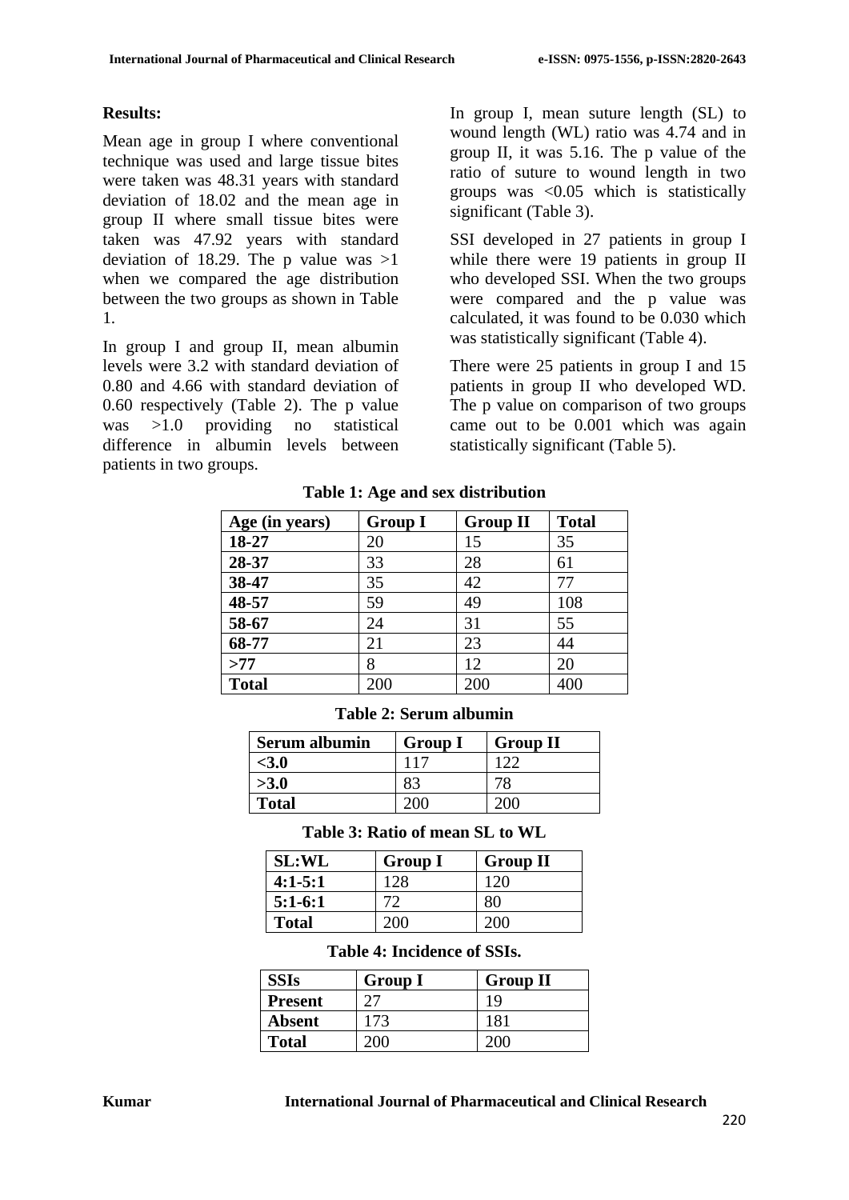**Results:**

Mean age in group I where conventional technique was used and large tissue bites were taken was 48.31 years with standard deviation of 18.02 and the mean age in group II where small tissue bites were taken was 47.92 years with standard deviation of 18.29. The p value was >1 when we compared the age distribution between the two groups as shown in Table 1.

In group I and group II, mean albumin levels were 3.2 with standard deviation of 0.80 and 4.66 with standard deviation of 0.60 respectively (Table 2). The p value was >1.0 providing no statistical difference in albumin levels between patients in two groups.

In group I, mean suture length (SL) to wound length (WL) ratio was 4.74 and in group II, it was 5.16. The p value of the ratio of suture to wound length in two groups was <0.05 which is statistically significant (Table 3).

SSI developed in 27 patients in group I while there were 19 patients in group II who developed SSI. When the two groups were compared and the p value was calculated, it was found to be 0.030 which was statistically significant (Table 4).

There were 25 patients in group I and 15 patients in group II who developed WD. The p value on comparison of two groups came out to be 0.001 which was again statistically significant (Table 5).

**Table 1: Age and sex distribution**

| Age (in years) | Group I | Group II | Total |
|---|---|---|---|
| **18-27** | 20 | 15 | 35 |
| **28-37** | 33 | 28 | 61 |
| **38-47** | 35 | 42 | 77 |
| **48-57** | 59 | 49 | 108 |
| **58-67** | 24 | 31 | 55 |
| **68-77** | 21 | 23 | 44 |
| **>77** | 8 | 12 | 20 |
| **Total** | 200 | 200 | 400 |

**Table 2: Serum albumin**

| Serum albumin | Group I | Group II |
|---|---|---|
| **<3.0** | 117 | 122 |
| **>3.0** | 83 | 78 |
| **Total** | 200 | 200 |

**Table 3: Ratio of mean SL to WL**

| SL:WL | Group I | Group II |
|---|---|---|
| **4:1-5:1** | 128 | 120 |
| **5:1-6:1** | 72 | 80 |
| **Total** | 200 | 200 |

**Table 4: Incidence of SSIs.**

| SSIs | Group I | Group II |
|---|---|---|
| **Present** | 27 | 19 |
| **Absent** | 173 | 181 |
| **Total** | 200 | 200 |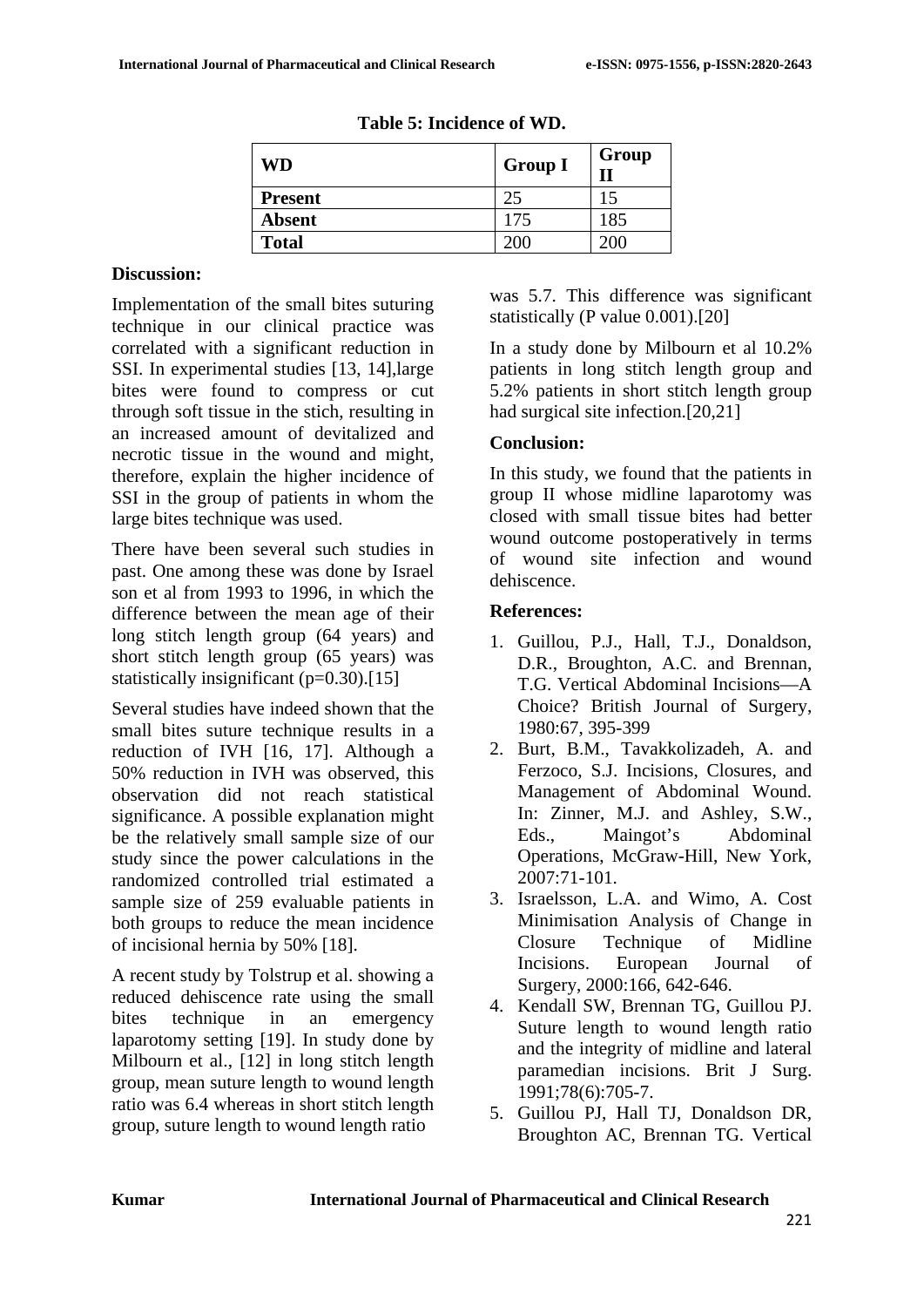**Table 5: Incidence of WD.**

| WD | Group I | Group II |
|---|---|---|
| **Present** | 25 | 15 |
| **Absent** | 175 | 185 |
| **Total** | 200 | 200 |

**Discussion:**

Implementation of the small bites suturing technique in our clinical practice was correlated with a significant reduction in SSI. In experimental studies [13, 14],large bites were found to compress or cut through soft tissue in the stich, resulting in an increased amount of devitalized and necrotic tissue in the wound and might, therefore, explain the higher incidence of SSI in the group of patients in whom the large bites technique was used.

There have been several such studies in past. One among these was done by Israel son et al from 1993 to 1996, in which the difference between the mean age of their long stitch length group (64 years) and short stitch length group (65 years) was statistically insignificant (p=0.30).[15]

Several studies have indeed shown that the small bites suture technique results in a reduction of IVH [16, 17]. Although a 50% reduction in IVH was observed, this observation did not reach statistical significance. A possible explanation might be the relatively small sample size of our study since the power calculations in the randomized controlled trial estimated a sample size of 259 evaluable patients in both groups to reduce the mean incidence of incisional hernia by 50% [18].

A recent study by Tolstrup et al. showing a reduced dehiscence rate using the small bites technique in an emergency laparotomy setting [19]. In study done by Milbourn et al., [12] in long stitch length group, mean suture length to wound length ratio was 6.4 whereas in short stitch length group, suture length to wound length ratio was 5.7. This difference was significant statistically (P value 0.001).[20]

In a study done by Milbourn et al 10.2% patients in long stitch length group and 5.2% patients in short stitch length group had surgical site infection.[20,21]

**Conclusion:**

In this study, we found that the patients in group II whose midline laparotomy was closed with small tissue bites had better wound outcome postoperatively in terms of wound site infection and wound dehiscence.

**References:**

1. Guillou, P.J., Hall, T.J., Donaldson, D.R., Broughton, A.C. and Brennan, T.G. Vertical Abdominal Incisions—A Choice? British Journal of Surgery, 1980:67, 395-399
2. Burt, B.M., Tavakkolizadeh, A. and Ferzoco, S.J. Incisions, Closures, and Management of Abdominal Wound. In: Zinner, M.J. and Ashley, S.W., Eds., Maingot's Abdominal Operations, McGraw-Hill, New York, 2007:71-101.
3. Israelsson, L.A. and Wimo, A. Cost Minimisation Analysis of Change in Closure Technique of Midline Incisions. European Journal of Surgery, 2000:166, 642-646.
4. Kendall SW, Brennan TG, Guillou PJ. Suture length to wound length ratio and the integrity of midline and lateral paramedian incisions. Brit J Surg. 1991;78(6):705-7.
5. Guillou PJ, Hall TJ, Donaldson DR, Broughton AC, Brennan TG. Vertical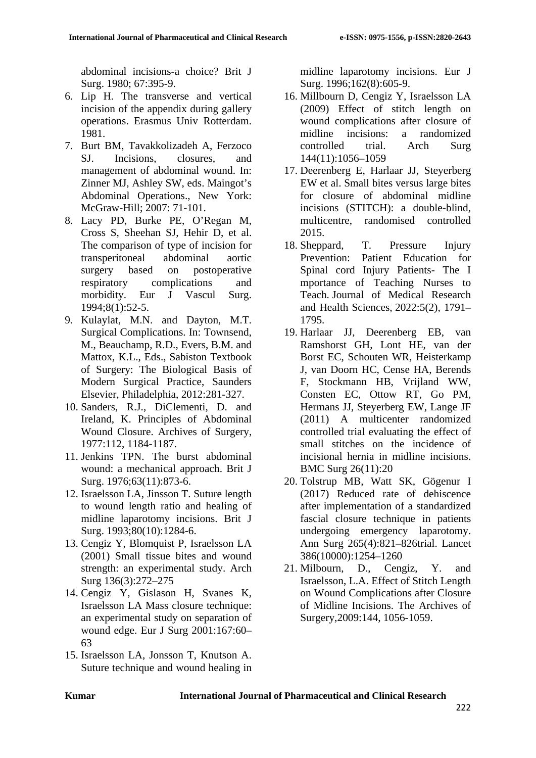abdominal incisions-a choice? Brit J Surg. 1980; 67:395-9.

6. Lip H. The transverse and vertical incision of the appendix during gallery operations. Erasmus Univ Rotterdam. 1981.
7. Burt BM, Tavakkolizadeh A, Ferzoco SJ. Incisions, closures, and management of abdominal wound. In: Zinner MJ, Ashley SW, eds. Maingot's Abdominal Operations., New York: McGraw-Hill; 2007: 71-101.
8. Lacy PD, Burke PE, O'Regan M, Cross S, Sheehan SJ, Hehir D, et al. The comparison of type of incision for transperitoneal abdominal aortic surgery based on postoperative respiratory complications and morbidity. Eur J Vascul Surg. 1994;8(1):52-5.
9. Kulaylat, M.N. and Dayton, M.T. Surgical Complications. In: Townsend, M., Beauchamp, R.D., Evers, B.M. and Mattox, K.L., Eds., Sabiston Textbook of Surgery: The Biological Basis of Modern Surgical Practice, Saunders Elsevier, Philadelphia, 2012:281-327.
10. Sanders, R.J., DiClementi, D. and Ireland, K. Principles of Abdominal Wound Closure. Archives of Surgery, 1977:112, 1184-1187.
11. Jenkins TPN. The burst abdominal wound: a mechanical approach. Brit J Surg. 1976;63(11):873-6.
12. Israelsson LA, Jinsson T. Suture length to wound length ratio and healing of midline laparotomy incisions. Brit J Surg. 1993;80(10):1284-6.
13. Cengiz Y, Blomquist P, Israelsson LA (2001) Small tissue bites and wound strength: an experimental study. Arch Surg 136(3):272–275
14. Cengiz Y, Gislason H, Svanes K, Israelsson LA Mass closure technique: an experimental study on separation of wound edge. Eur J Surg 2001:167:60–63
15. Israelsson LA, Jonsson T, Knutson A. Suture technique and wound healing in midline laparotomy incisions. Eur J Surg. 1996;162(8):605-9.
16. Millbourn D, Cengiz Y, Israelsson LA (2009) Effect of stitch length on wound complications after closure of midline incisions: a randomized controlled trial. Arch Surg 144(11):1056–1059
17. Deerenberg E, Harlaar JJ, Steyerberg EW et al. Small bites versus large bites for closure of abdominal midline incisions (STITCH): a double-blind, multicentre, randomised controlled 2015.
18. Sheppard, T. Pressure Injury Prevention: Patient Education for Spinal cord Injury Patients- The I mportance of Teaching Nurses to Teach. Journal of Medical Research and Health Sciences, 2022:5(2), 1791–1795.
19. Harlaar JJ, Deerenberg EB, van Ramshorst GH, Lont HE, van der Borst EC, Schouten WR, Heisterkamp J, van Doorn HC, Cense HA, Berends F, Stockmann HB, Vrijland WW, Consten EC, Ottow RT, Go PM, Hermans JJ, Steyerberg EW, Lange JF (2011) A multicenter randomized controlled trial evaluating the effect of small stitches on the incidence of incisional hernia in midline incisions. BMC Surg 26(11):20
20. Tolstrup MB, Watt SK, Gögenur I (2017) Reduced rate of dehiscence after implementation of a standardized fascial closure technique in patients undergoing emergency laparotomy. Ann Surg 265(4):821–826trial. Lancet 386(10000):1254–1260
21. Milbourn, D., Cengiz, Y. and Israelsson, L.A. Effect of Stitch Length on Wound Complications after Closure of Midline Incisions. The Archives of Surgery,2009:144, 1056-1059.